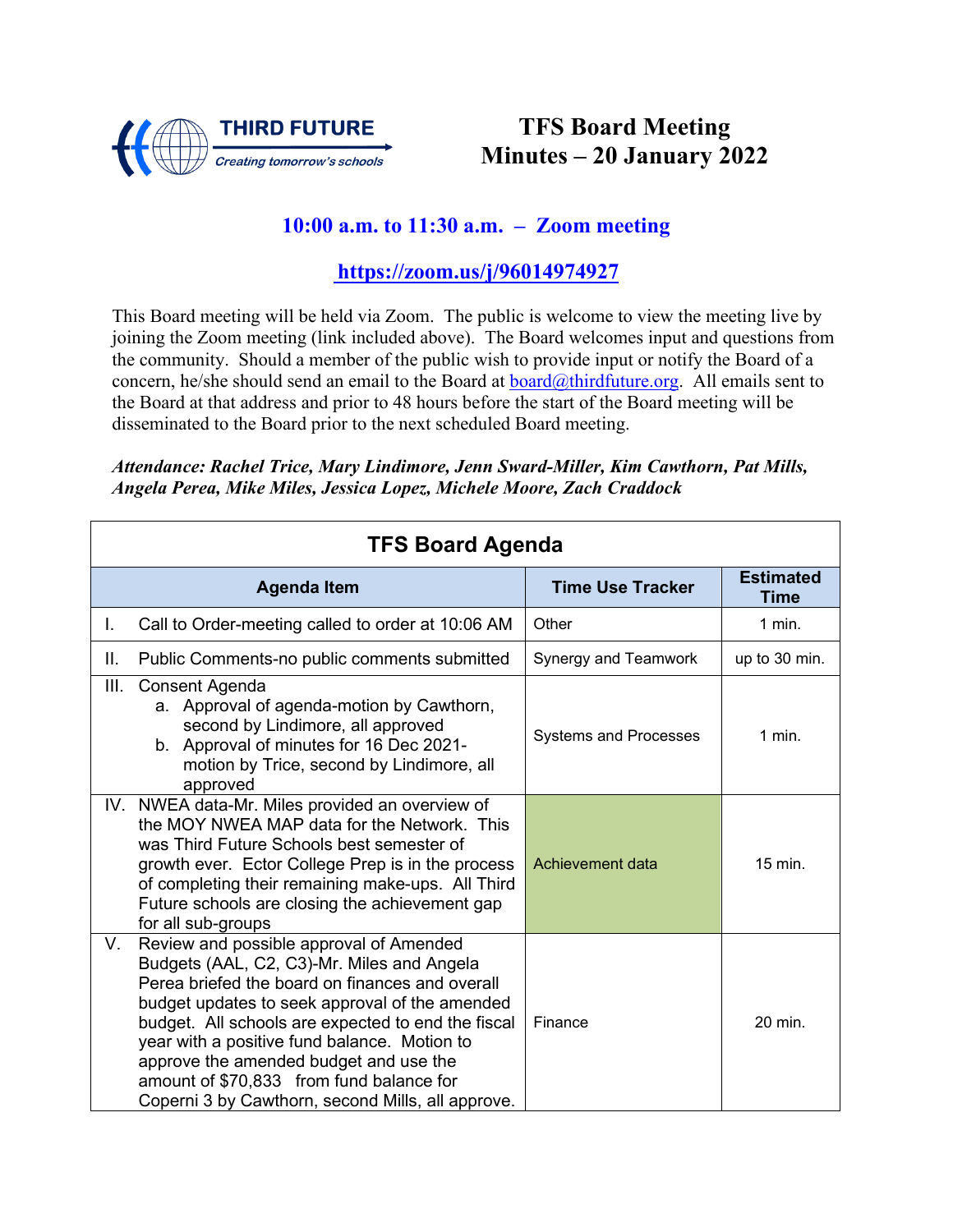THIRD FUTURE
*Creating tomorrow's schools*

# TFS Board Meeting Minutes – 20 January 2022

## 10:00 a.m. to 11:30 a.m. – Zoom meeting

## https://zoom.us/j/96014974927

This Board meeting will be held via Zoom. The public is welcome to view the meeting live by joining the Zoom meeting (link included above). The Board welcomes input and questions from the community. Should a member of the public wish to provide input or notify the Board of a concern, he/she should send an email to the Board at board@thirdfuture.org. All emails sent to the Board at that address and prior to 48 hours before the start of the Board meeting will be disseminated to the Board prior to the next scheduled Board meeting.

***Attendance: Rachel Trice, Mary Lindimore, Jenn Sward-Miller, Kim Cawthorn, Pat Mills, Angela Perea, Mike Miles, Jessica Lopez, Michele Moore, Zach Craddock***

**TFS Board Agenda**

| Agenda Item | Time Use Tracker | Estimated Time |
|---|---|---|
| I. Call to Order-meeting called to order at 10:06 AM | Other | 1 min. |
| II. Public Comments-no public comments submitted | Synergy and Teamwork | up to 30 min. |
| III. Consent Agenda<br>a. Approval of agenda-motion by Cawthorn, second by Lindimore, all approved<br>b. Approval of minutes for 16 Dec 2021-motion by Trice, second by Lindimore, all approved | Systems and Processes | 1 min. |
| IV. NWEA data-Mr. Miles provided an overview of the MOY NWEA MAP data for the Network. This was Third Future Schools best semester of growth ever. Ector College Prep is in the process of completing their remaining make-ups. All Third Future schools are closing the achievement gap for all sub-groups | Achievement data | 15 min. |
| V. Review and possible approval of Amended Budgets (AAL, C2, C3)-Mr. Miles and Angela Perea briefed the board on finances and overall budget updates to seek approval of the amended budget. All schools are expected to end the fiscal year with a positive fund balance. Motion to approve the amended budget and use the amount of $70,833 from fund balance for Coperni 3 by Cawthorn, second Mills, all approve. | Finance | 20 min. |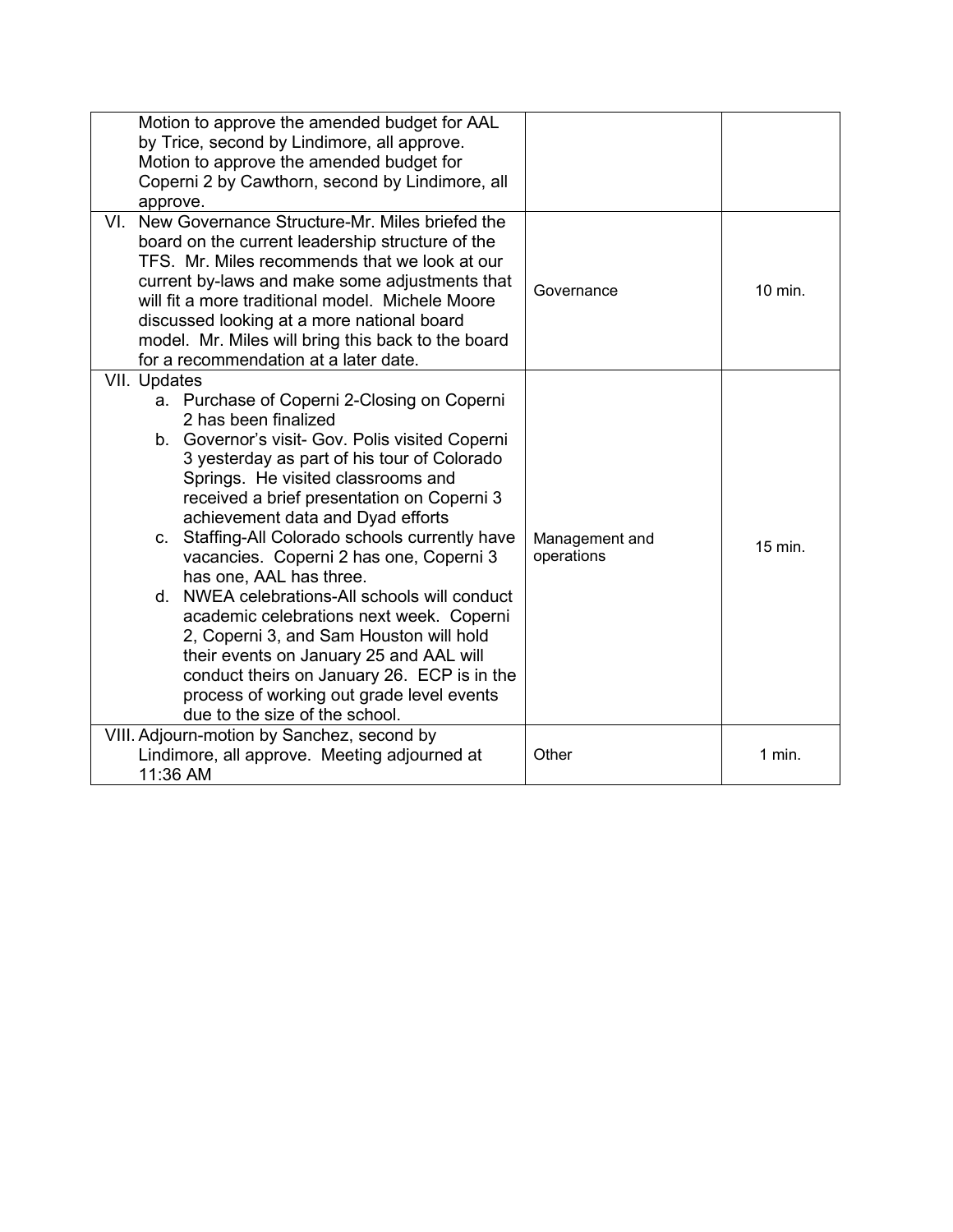| | | |
|---|---|---|
| Motion to approve the amended budget for AAL by Trice, second by Lindimore, all approve. Motion to approve the amended budget for Coperni 2 by Cawthorn, second by Lindimore, all approve. | | |
| VI. New Governance Structure-Mr. Miles briefed the board on the current leadership structure of the TFS. Mr. Miles recommends that we look at our current by-laws and make some adjustments that will fit a more traditional model. Michele Moore discussed looking at a more national board model. Mr. Miles will bring this back to the board for a recommendation at a later date. | Governance | 10 min. |
| VII. Updates<br>a. Purchase of Coperni 2-Closing on Coperni 2 has been finalized<br>b. Governor's visit- Gov. Polis visited Coperni 3 yesterday as part of his tour of Colorado Springs. He visited classrooms and received a brief presentation on Coperni 3 achievement data and Dyad efforts<br>c. Staffing-All Colorado schools currently have vacancies. Coperni 2 has one, Coperni 3 has one, AAL has three.<br>d. NWEA celebrations-All schools will conduct academic celebrations next week. Coperni 2, Coperni 3, and Sam Houston will hold their events on January 25 and AAL will conduct theirs on January 26. ECP is in the process of working out grade level events due to the size of the school. | Management and operations | 15 min. |
| VIII. Adjourn-motion by Sanchez, second by Lindimore, all approve. Meeting adjourned at 11:36 AM | Other | 1 min. |